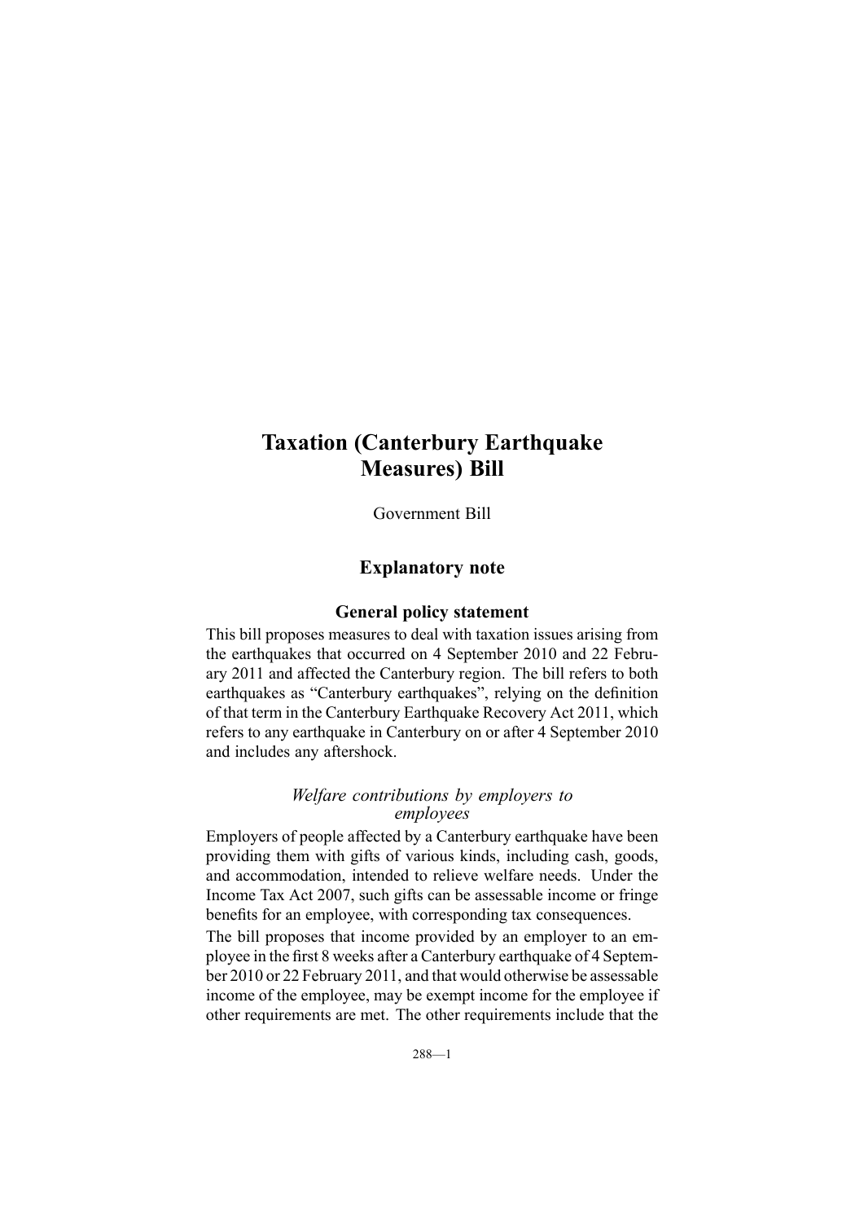# Taxation (Canterbury Earthquake Measures) Bill

Government Bill

## Explanatory note

### General policy statement

This bill proposes measures to deal with taxation issues arising from the earthquakes that occurred on 4 September 2010 and 22 February 2011 and affected the Canterbury region. The bill refers to both earthquakes as "Canterbury earthquakes", relying on the definition of that term in the Canterbury Earthquake Recovery Act 2011, which refers to any earthquake in Canterbury on or after 4 September 2010 and includes any aftershock.

#### *Welfare contributions by employers to employees*

Employers of people affected by a Canterbury earthquake have been providing them with gifts of various kinds, including cash, goods, and accommodation, intended to relieve welfare needs. Under the Income Tax Act 2007, such gifts can be assessable income or fringe benefits for an employee, with corresponding tax consequences.

The bill proposes that income provided by an employer to an employee in the first 8 weeks after a Canterbury earthquake of 4 September 2010 or 22 February 2011, and that would otherwise be assessable income of the employee, may be exempt income for the employee if other requirements are met. The other requirements include that the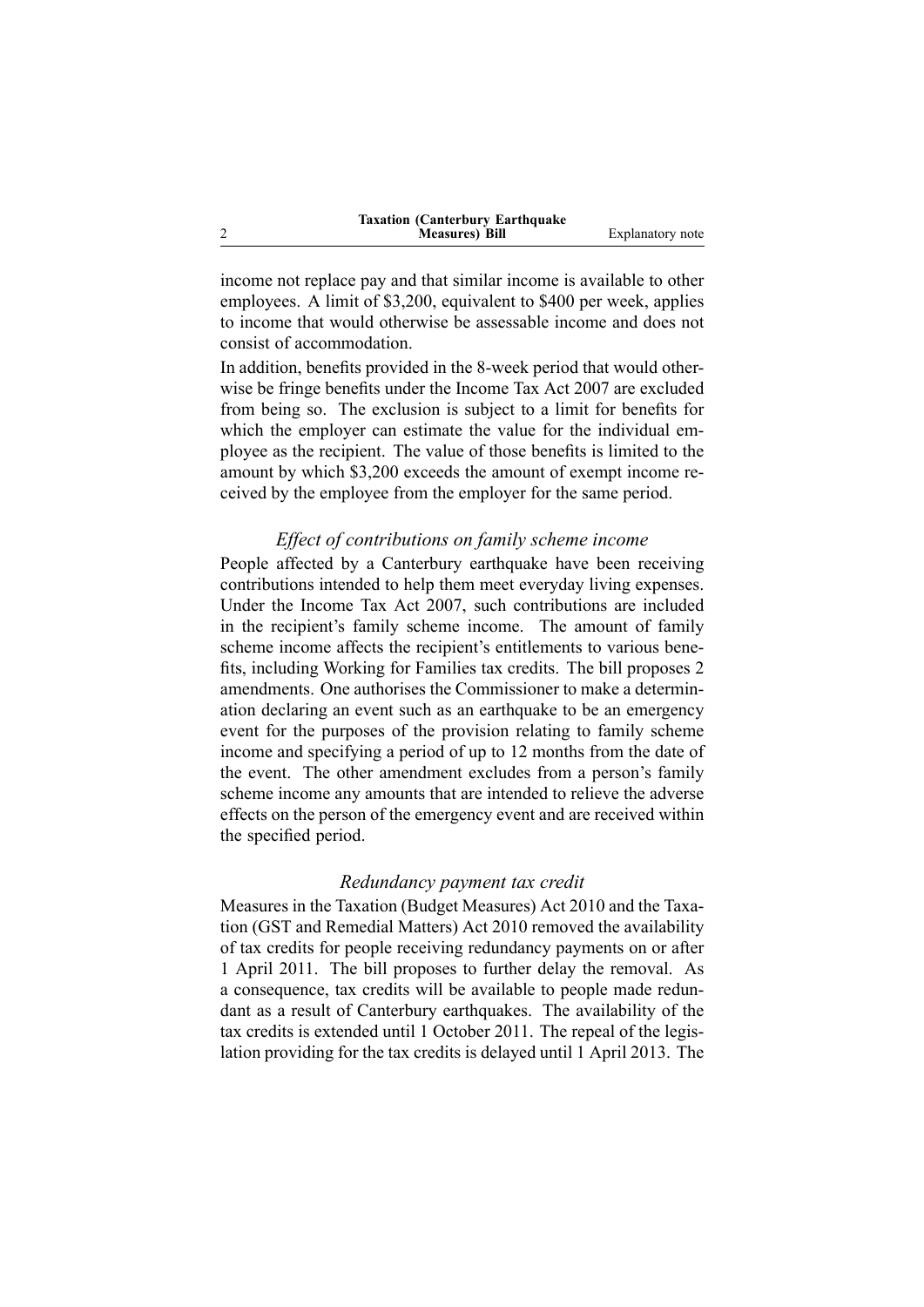income not replace pay and that similar income is available to other employees. A limit of $3,200, equivalent to $400 per week, applies to income that would otherwise be assessable income and does not consist of accommodation.

In addition, benefits provided in the 8-week period that would otherwise be fringe benefits under the Income Tax Act 2007 are excluded from being so. The exclusion is subject to a limit for benefits for which the employer can estimate the value for the individual employee as the recipient. The value of those benefits is limited to the amount by which $3,200 exceeds the amount of exempt income received by the employee from the employer for the same period.

### *Effect of contributions on family scheme income*

People affected by a Canterbury earthquake have been receiving contributions intended to help them meet everyday living expenses. Under the Income Tax Act 2007, such contributions are included in the recipient's family scheme income. The amount of family scheme income affects the recipient's entitlements to various benefits, including Working for Families tax credits. The bill proposes 2 amendments. One authorises the Commissioner to make a determination declaring an event such as an earthquake to be an emergency event for the purposes of the provision relating to family scheme income and specifying a period of up to 12 months from the date of the event. The other amendment excludes from a person's family scheme income any amounts that are intended to relieve the adverse effects on the person of the emergency event and are received within the specified period.

### *Redundancy payment tax credit*

Measures in the Taxation (Budget Measures) Act 2010 and the Taxation (GST and Remedial Matters) Act 2010 removed the availability of tax credits for people receiving redundancy payments on or after 1 April 2011. The bill proposes to further delay the removal. As a consequence, tax credits will be available to people made redundant as a result of Canterbury earthquakes. The availability of the tax credits is extended until 1 October 2011. The repeal of the legislation providing for the tax credits is delayed until 1 April 2013. The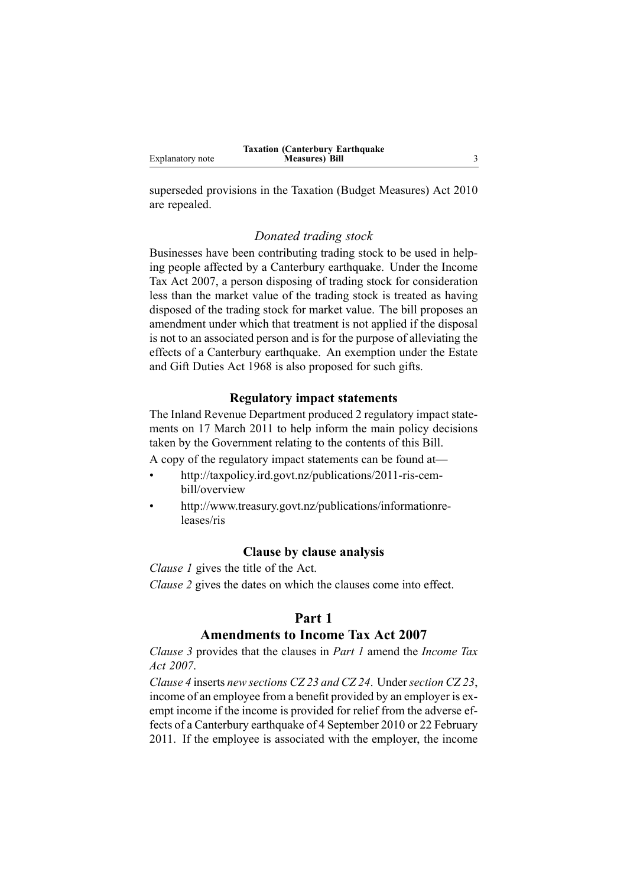superseded provisions in the Taxation (Budget Measures) Act 2010 are repealed.

### *Donated trading stock*

Businesses have been contributing trading stock to be used in helping people affected by a Canterbury earthquake. Under the Income Tax Act 2007, a person disposing of trading stock for consideration less than the market value of the trading stock is treated as having disposed of the trading stock for market value. The bill proposes an amendment under which that treatment is not applied if the disposal is not to an associated person and is for the purpose of alleviating the effects of a Canterbury earthquake. An exemption under the Estate and Gift Duties Act 1968 is also proposed for such gifts.

## Regulatory impact statements

The Inland Revenue Department produced 2 regulatory impact statements on 17 March 2011 to help inform the main policy decisions taken by the Government relating to the contents of this Bill.

A copy of the regulatory impact statements can be found at—

- http://taxpolicy.ird.govt.nz/publications/2011-ris-cem-bill/overview
- http://www.treasury.govt.nz/publications/informationreleases/ris

## Clause by clause analysis

*Clause 1* gives the title of the Act.

*Clause 2* gives the dates on which the clauses come into effect.

## Part 1
## Amendments to Income Tax Act 2007

*Clause 3* provides that the clauses in *Part 1* amend the *Income Tax Act 2007*.

*Clause 4* inserts *new sections CZ 23 and CZ 24*. Under *section CZ 23*, income of an employee from a benefit provided by an employer is exempt income if the income is provided for relief from the adverse effects of a Canterbury earthquake of 4 September 2010 or 22 February 2011. If the employee is associated with the employer, the income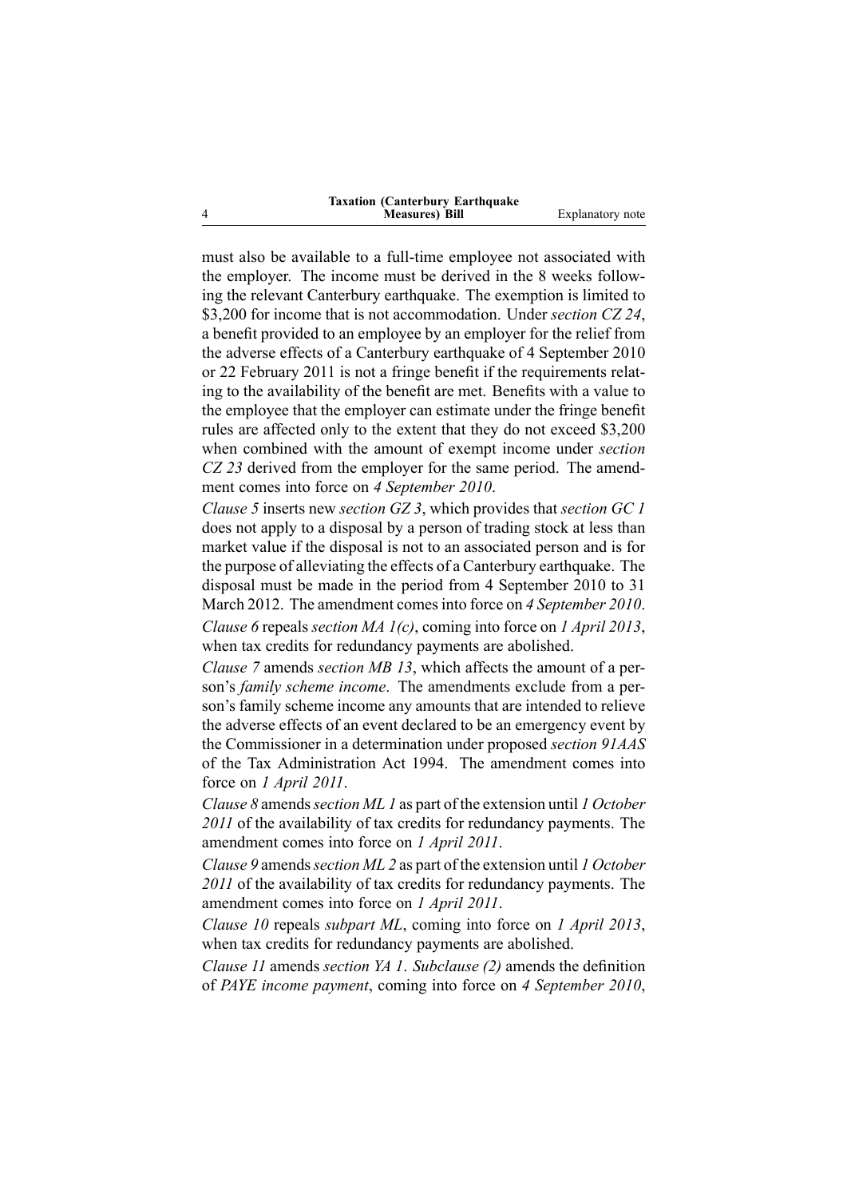must also be available to a full-time employee not associated with the employer. The income must be derived in the 8 weeks following the relevant Canterbury earthquake. The exemption is limited to $3,200 for income that is not accommodation. Under *section CZ 24*, a benefit provided to an employee by an employer for the relief from the adverse effects of a Canterbury earthquake of 4 September 2010 or 22 February 2011 is not a fringe benefit if the requirements relating to the availability of the benefit are met. Benefits with a value to the employee that the employer can estimate under the fringe benefit rules are affected only to the extent that they do not exceed $3,200 when combined with the amount of exempt income under *section CZ 23* derived from the employer for the same period. The amendment comes into force on *4 September 2010*.

*Clause 5* inserts new *section GZ 3*, which provides that *section GC 1* does not apply to a disposal by a person of trading stock at less than market value if the disposal is not to an associated person and is for the purpose of alleviating the effects of a Canterbury earthquake. The disposal must be made in the period from 4 September 2010 to 31 March 2012. The amendment comes into force on *4 September 2010*.

*Clause 6* repeals *section MA 1(c)*, coming into force on *1 April 2013*, when tax credits for redundancy payments are abolished.

*Clause 7* amends *section MB 13*, which affects the amount of a person's *family scheme income*. The amendments exclude from a person's family scheme income any amounts that are intended to relieve the adverse effects of an event declared to be an emergency event by the Commissioner in a determination under proposed *section 91AAS* of the Tax Administration Act 1994. The amendment comes into force on *1 April 2011*.

*Clause 8* amends *section ML 1* as part of the extension until *1 October 2011* of the availability of tax credits for redundancy payments. The amendment comes into force on *1 April 2011*.

*Clause 9* amends *section ML 2* as part of the extension until *1 October 2011* of the availability of tax credits for redundancy payments. The amendment comes into force on *1 April 2011*.

*Clause 10* repeals *subpart ML*, coming into force on *1 April 2013*, when tax credits for redundancy payments are abolished.

*Clause 11* amends *section YA 1*. *Subclause (2)* amends the definition of *PAYE income payment*, coming into force on *4 September 2010*,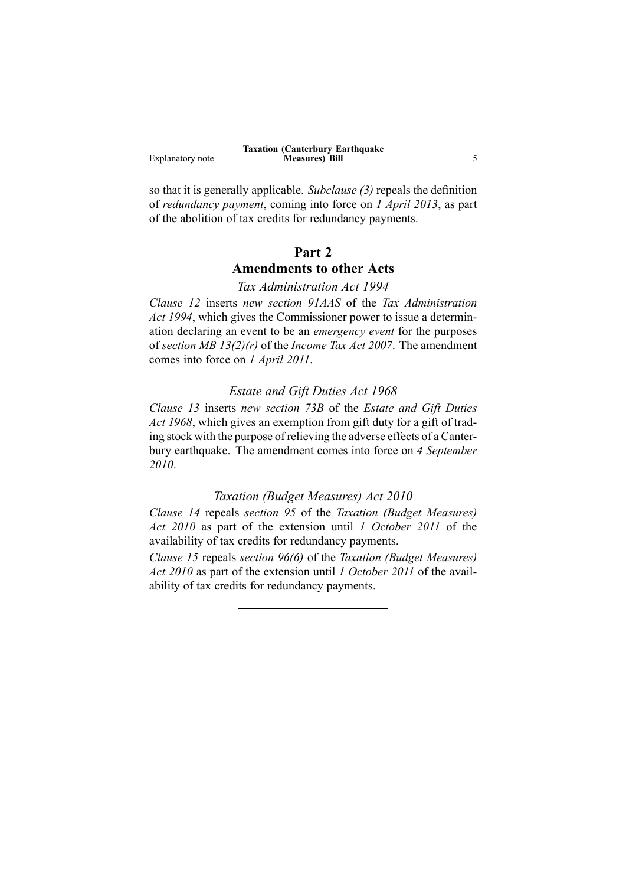so that it is generally applicable. *Subclause (3)* repeals the definition of *redundancy payment*, coming into force on *1 April 2013*, as part of the abolition of tax credits for redundancy payments.

## Part 2
## Amendments to other Acts

### *Tax Administration Act 1994*

*Clause 12* inserts *new section 91AAS* of the *Tax Administration Act 1994*, which gives the Commissioner power to issue a determination declaring an event to be an *emergency event* for the purposes of *section MB 13(2)(r)* of the *Income Tax Act 2007*. The amendment comes into force on *1 April 2011*.

### *Estate and Gift Duties Act 1968*

*Clause 13* inserts *new section 73B* of the *Estate and Gift Duties Act 1968*, which gives an exemption from gift duty for a gift of trading stock with the purpose of relieving the adverse effects of a Canterbury earthquake. The amendment comes into force on *4 September 2010*.

### *Taxation (Budget Measures) Act 2010*

*Clause 14* repeals *section 95* of the *Taxation (Budget Measures) Act 2010* as part of the extension until *1 October 2011* of the availability of tax credits for redundancy payments.

*Clause 15* repeals *section 96(6)* of the *Taxation (Budget Measures) Act 2010* as part of the extension until *1 October 2011* of the availability of tax credits for redundancy payments.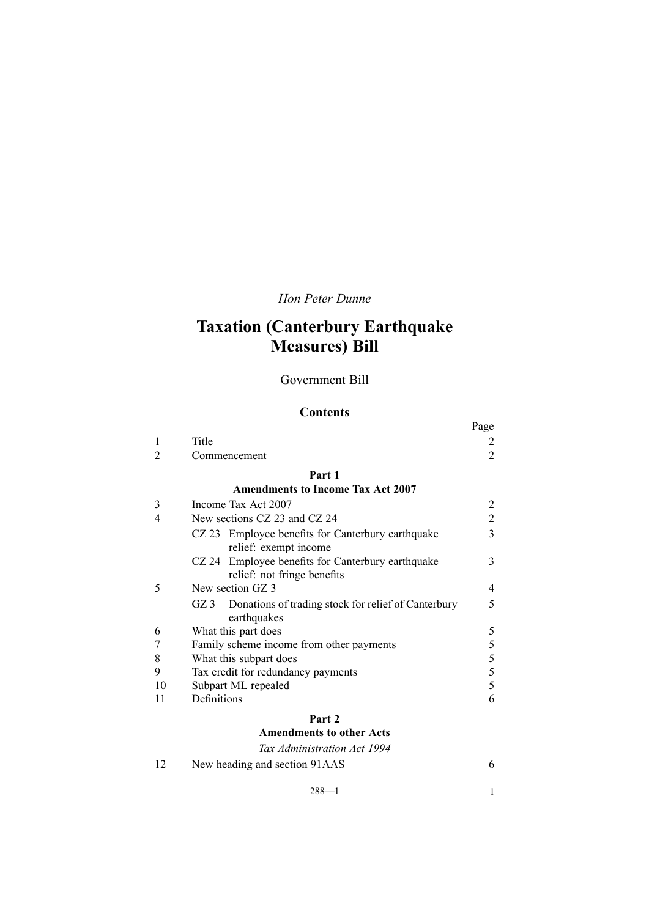*Hon Peter Dunne*

# Taxation (Canterbury Earthquake Measures) Bill

Government Bill

## Contents

| | | Page |
|---|---|---|
| 1 | Title | 2 |
| 2 | Commencement | 2 |
| | **Part 1** **Amendments to Income Tax Act 2007** | |
| 3 | Income Tax Act 2007 | 2 |
| 4 | New sections CZ 23 and CZ 24 | 2 |
| | CZ 23 Employee benefits for Canterbury earthquake relief: exempt income | 3 |
| | CZ 24 Employee benefits for Canterbury earthquake relief: not fringe benefits | 3 |
| 5 | New section GZ 3 | 4 |
| | GZ 3 Donations of trading stock for relief of Canterbury earthquakes | 5 |
| 6 | What this part does | 5 |
| 7 | Family scheme income from other payments | 5 |
| 8 | What this subpart does | 5 |
| 9 | Tax credit for redundancy payments | 5 |
| 10 | Subpart ML repealed | 5 |
| 11 | Definitions | 6 |
| | **Part 2** **Amendments to other Acts** | |
| | *Tax Administration Act 1994* | |
| 12 | New heading and section 91AAS | 6 |

288—1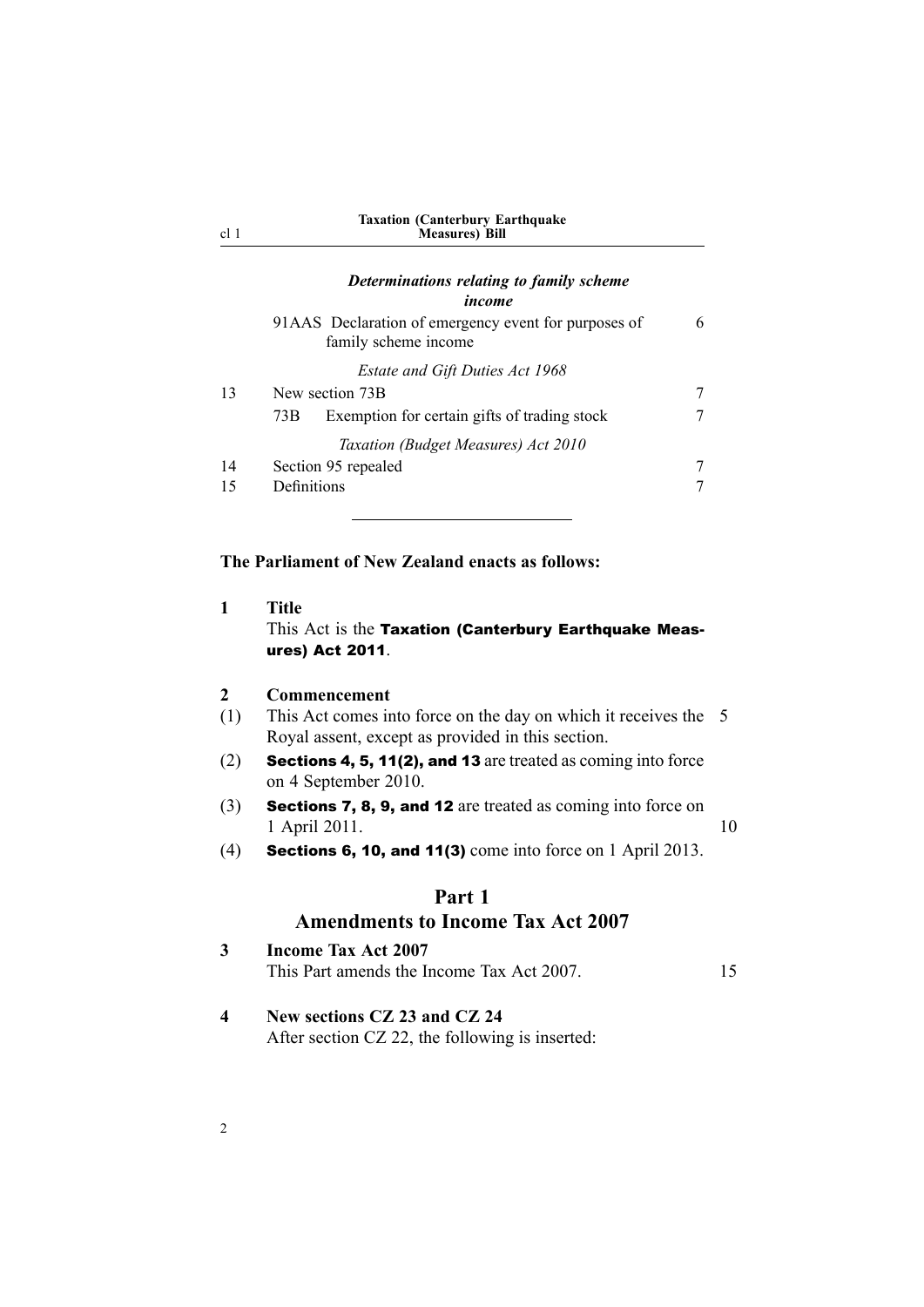*Determinations relating to family scheme income*

| | | |
|---|---|---|
| | 91AAS Declaration of emergency event for purposes of family scheme income | 6 |
| | *Estate and Gift Duties Act 1968* | |
| 13 | New section 73B | 7 |
| | 73B Exemption for certain gifts of trading stock | 7 |
| | *Taxation (Budget Measures) Act 2010* | |
| 14 | Section 95 repealed | 7 |
| 15 | Definitions | 7 |

**The Parliament of New Zealand enacts as follows:**

**1 Title**

This Act is the **Taxation (Canterbury Earthquake Measures) Act 2011**.

**2 Commencement**

(1) This Act comes into force on the day on which it receives the Royal assent, except as provided in this section.

(2) **Sections 4, 5, 11(2), and 13** are treated as coming into force on 4 September 2010.

(3) **Sections 7, 8, 9, and 12** are treated as coming into force on 1 April 2011.

(4) **Sections 6, 10, and 11(3)** come into force on 1 April 2013.

## Part 1
## Amendments to Income Tax Act 2007

**3 Income Tax Act 2007**

This Part amends the Income Tax Act 2007.

**4 New sections CZ 23 and CZ 24**

After section CZ 22, the following is inserted: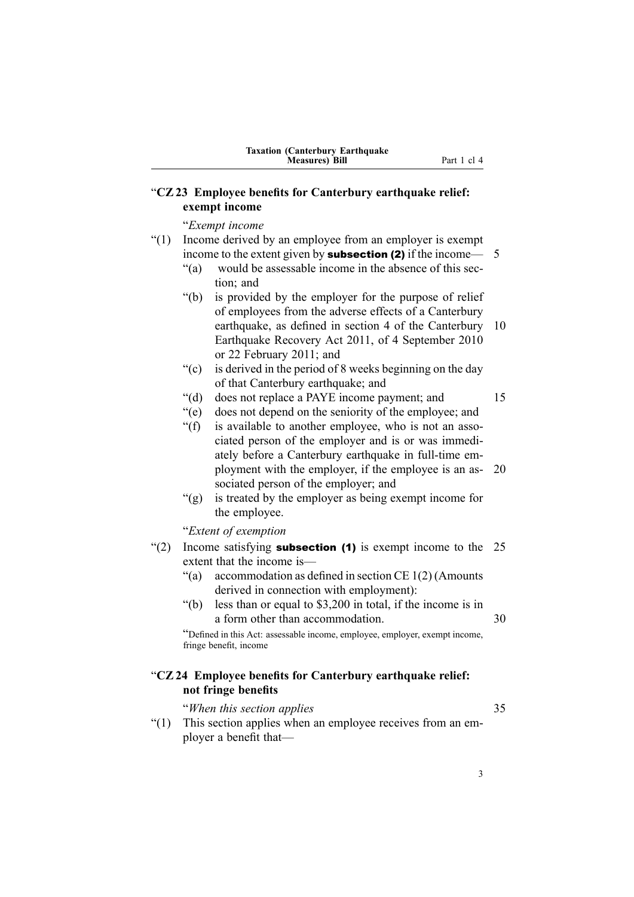### "CZ 23 Employee benefits for Canterbury earthquake relief: exempt income

"*Exempt income*

"(1) Income derived by an employee from an employer is exempt income to the extent given by **subsection (2)** if the income—

"(a) would be assessable income in the absence of this section; and

"(b) is provided by the employer for the purpose of relief of employees from the adverse effects of a Canterbury earthquake, as defined in section 4 of the Canterbury Earthquake Recovery Act 2011, of 4 September 2010 or 22 February 2011; and

"(c) is derived in the period of 8 weeks beginning on the day of that Canterbury earthquake; and

"(d) does not replace a PAYE income payment; and

"(e) does not depend on the seniority of the employee; and

"(f) is available to another employee, who is not an associated person of the employer and is or was immediately before a Canterbury earthquake in full-time employment with the employer, if the employee is an associated person of the employer; and

"(g) is treated by the employer as being exempt income for the employee.

"*Extent of exemption*

"(2) Income satisfying **subsection (1)** is exempt income to the extent that the income is—

"(a) accommodation as defined in section CE 1(2) (Amounts derived in connection with employment):

"(b) less than or equal to $3,200 in total, if the income is in a form other than accommodation.

"Defined in this Act: assessable income, employee, employer, exempt income, fringe benefit, income

### "CZ 24 Employee benefits for Canterbury earthquake relief: not fringe benefits

"*When this section applies*

"(1) This section applies when an employee receives from an employer a benefit that—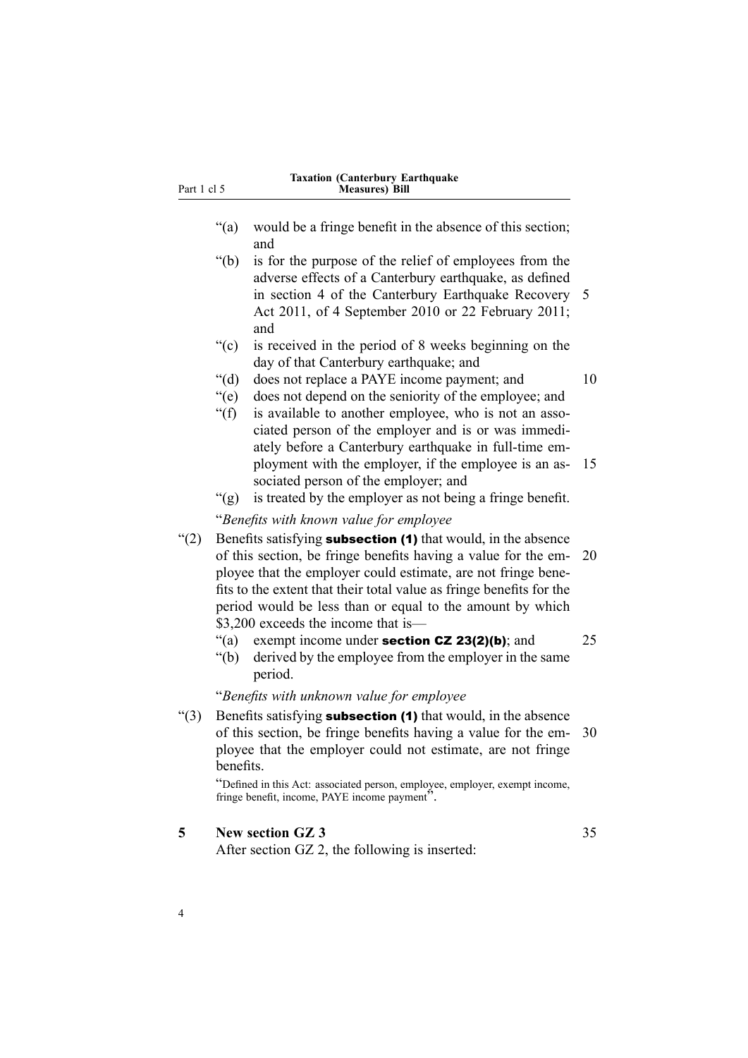"(a) would be a fringe benefit in the absence of this section; and

"(b) is for the purpose of the relief of employees from the adverse effects of a Canterbury earthquake, as defined in section 4 of the Canterbury Earthquake Recovery Act 2011, of 4 September 2010 or 22 February 2011; and

"(c) is received in the period of 8 weeks beginning on the day of that Canterbury earthquake; and

"(d) does not replace a PAYE income payment; and

"(e) does not depend on the seniority of the employee; and

"(f) is available to another employee, who is not an associated person of the employer and is or was immediately before a Canterbury earthquake in full-time employment with the employer, if the employee is an associated person of the employer; and

"(g) is treated by the employer as not being a fringe benefit.

"*Benefits with known value for employee*

"(2) Benefits satisfying **subsection (1)** that would, in the absence of this section, be fringe benefits having a value for the employee that the employer could estimate, are not fringe benefits to the extent that their total value as fringe benefits for the period would be less than or equal to the amount by which $3,200 exceeds the income that is—

"(a) exempt income under **section CZ 23(2)(b)**; and

"(b) derived by the employee from the employer in the same period.

"*Benefits with unknown value for employee*

"(3) Benefits satisfying **subsection (1)** that would, in the absence of this section, be fringe benefits having a value for the employee that the employer could not estimate, are not fringe benefits.

"Defined in this Act: associated person, employee, employer, exempt income, fringe benefit, income, PAYE income payment".

**5 New section GZ 3**

After section GZ 2, the following is inserted: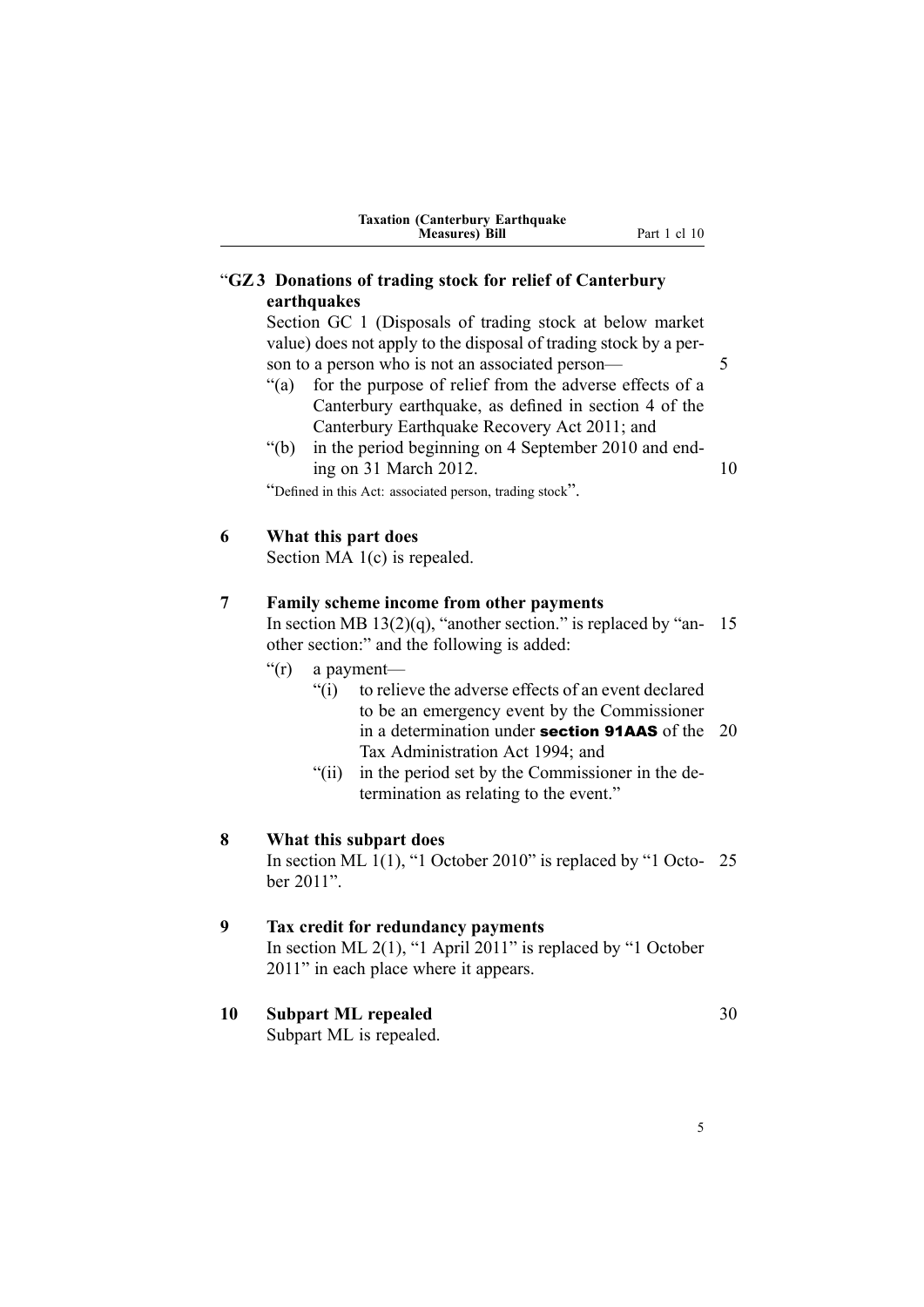"**GZ 3 Donations of trading stock for relief of Canterbury earthquakes**

Section GC 1 (Disposals of trading stock at below market value) does not apply to the disposal of trading stock by a person to a person who is not an associated person—

"(a) for the purpose of relief from the adverse effects of a Canterbury earthquake, as defined in section 4 of the Canterbury Earthquake Recovery Act 2011; and

"(b) in the period beginning on 4 September 2010 and ending on 31 March 2012.

"Defined in this Act: associated person, trading stock".

**6 What this part does**

Section MA 1(c) is repealed.

**7 Family scheme income from other payments**

In section MB 13(2)(q), "another section." is replaced by "another section:" and the following is added:

"(r) a payment—

"(i) to relieve the adverse effects of an event declared to be an emergency event by the Commissioner in a determination under **section 91AAS** of the Tax Administration Act 1994; and

"(ii) in the period set by the Commissioner in the determination as relating to the event."

**8 What this subpart does**

In section ML 1(1), "1 October 2010" is replaced by "1 October 2011".

**9 Tax credit for redundancy payments**

In section ML 2(1), "1 April 2011" is replaced by "1 October 2011" in each place where it appears.

**10 Subpart ML repealed**

Subpart ML is repealed.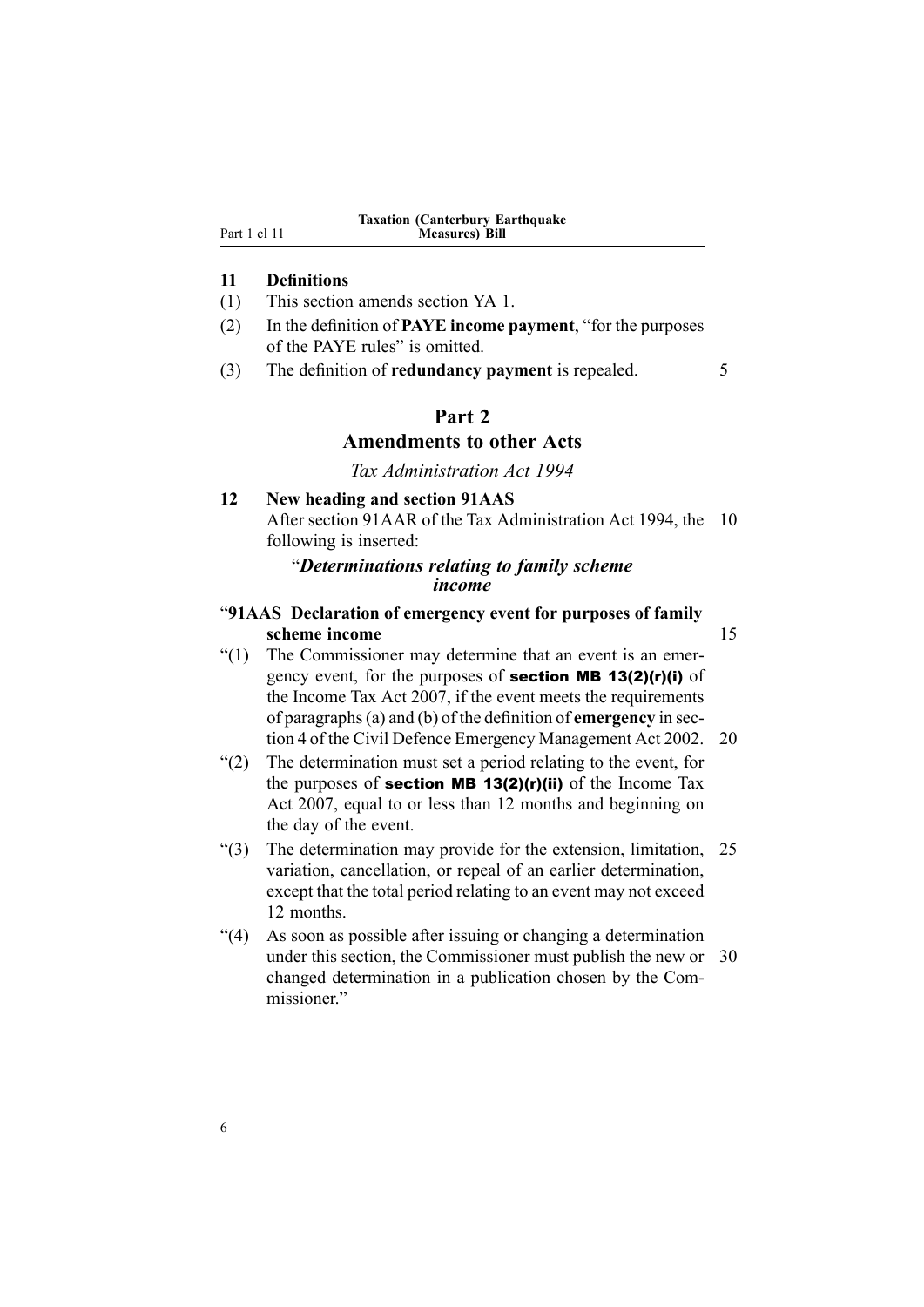## 11 Definitions

(1) This section amends section YA 1.

(2) In the definition of **PAYE income payment**, "for the purposes of the PAYE rules" is omitted.

(3) The definition of **redundancy payment** is repealed.

# Part 2
## Amendments to other Acts

*Tax Administration Act 1994*

## 12 New heading and section 91AAS

After section 91AAR of the Tax Administration Act 1994, the following is inserted:

"*Determinations relating to family scheme income*

"**91AAS Declaration of emergency event for purposes of family scheme income**

"(1) The Commissioner may determine that an event is an emergency event, for the purposes of **section MB 13(2)(r)(i)** of the Income Tax Act 2007, if the event meets the requirements of paragraphs (a) and (b) of the definition of **emergency** in section 4 of the Civil Defence Emergency Management Act 2002.

"(2) The determination must set a period relating to the event, for the purposes of **section MB 13(2)(r)(ii)** of the Income Tax Act 2007, equal to or less than 12 months and beginning on the day of the event.

"(3) The determination may provide for the extension, limitation, variation, cancellation, or repeal of an earlier determination, except that the total period relating to an event may not exceed 12 months.

"(4) As soon as possible after issuing or changing a determination under this section, the Commissioner must publish the new or changed determination in a publication chosen by the Commissioner."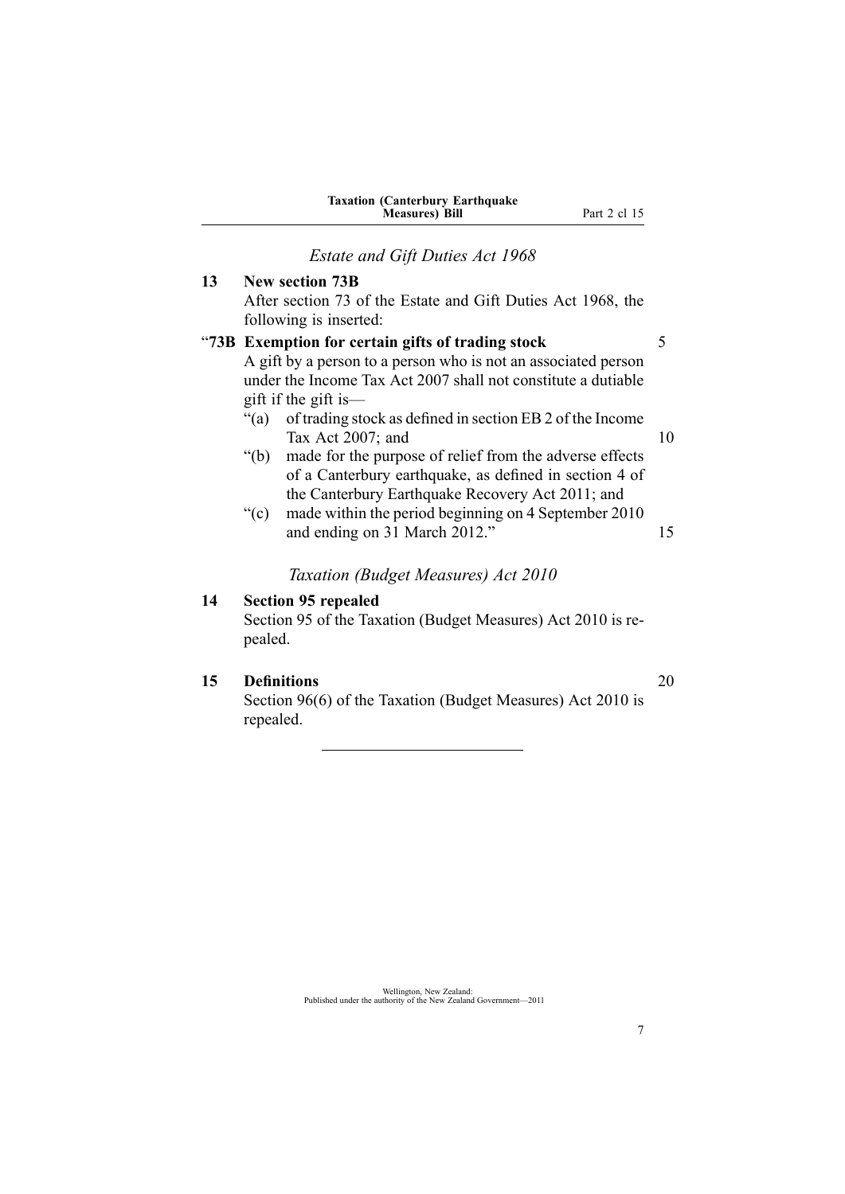*Estate and Gift Duties Act 1968*

**13 New section 73B**

After section 73 of the Estate and Gift Duties Act 1968, the following is inserted:

"**73B Exemption for certain gifts of trading stock**

A gift by a person to a person who is not an associated person under the Income Tax Act 2007 shall not constitute a dutiable gift if the gift is—

"(a) of trading stock as defined in section EB 2 of the Income Tax Act 2007; and

"(b) made for the purpose of relief from the adverse effects of a Canterbury earthquake, as defined in section 4 of the Canterbury Earthquake Recovery Act 2011; and

"(c) made within the period beginning on 4 September 2010 and ending on 31 March 2012."

*Taxation (Budget Measures) Act 2010*

**14 Section 95 repealed**

Section 95 of the Taxation (Budget Measures) Act 2010 is repealed.

**15 Definitions**

Section 96(6) of the Taxation (Budget Measures) Act 2010 is repealed.

---

Wellington, New Zealand:
Published under the authority of the New Zealand Government—2011